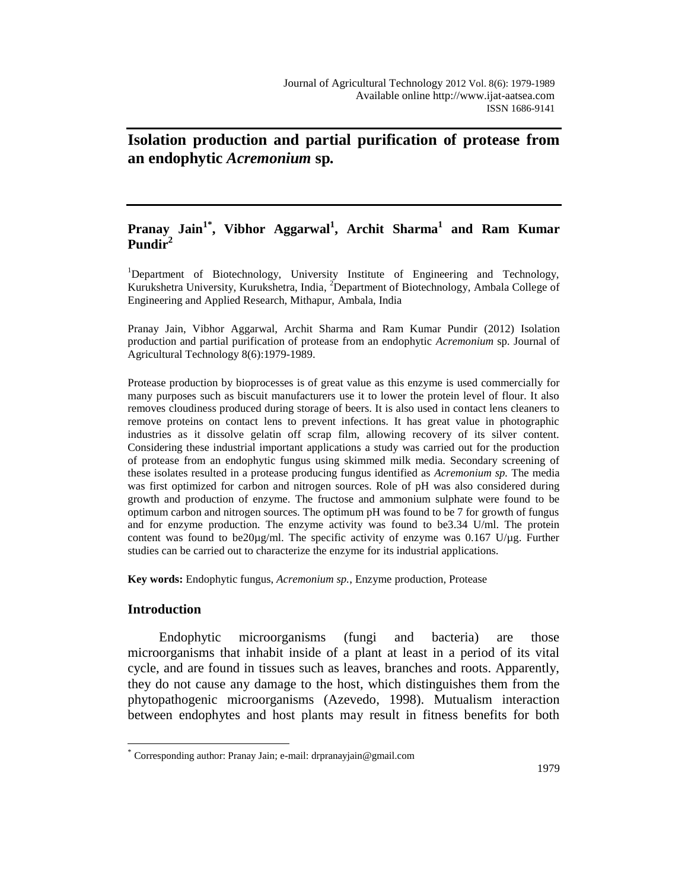# Isolation production and partial purification of protease from an endophytic *Acremonium* sp.

**Pranay Jain[1*], Vibhor Aggarwal[1], Archit Sharma[1] and Ram Kumar Pundir[2]**

[1]Department of Biotechnology, University Institute of Engineering and Technology, Kurukshetra University, Kurukshetra, India, [2]Department of Biotechnology, Ambala College of Engineering and Applied Research, Mithapur, Ambala, India

Pranay Jain, Vibhor Aggarwal, Archit Sharma and Ram Kumar Pundir (2012) Isolation production and partial purification of protease from an endophytic *Acremonium* sp. Journal of Agricultural Technology 8(6):1979-1989.

Protease production by bioprocesses is of great value as this enzyme is used commercially for many purposes such as biscuit manufacturers use it to lower the protein level of flour. It also removes cloudiness produced during storage of beers. It is also used in contact lens cleaners to remove proteins on contact lens to prevent infections. It has great value in photographic industries as it dissolve gelatin off scrap film, allowing recovery of its silver content. Considering these industrial important applications a study was carried out for the production of protease from an endophytic fungus using skimmed milk media. Secondary screening of these isolates resulted in a protease producing fungus identified as *Acremonium sp.* The media was first optimized for carbon and nitrogen sources. Role of pH was also considered during growth and production of enzyme. The fructose and ammonium sulphate were found to be optimum carbon and nitrogen sources. The optimum pH was found to be 7 for growth of fungus and for enzyme production. The enzyme activity was found to be3.34 U/ml. The protein content was found to be20µg/ml. The specific activity of enzyme was 0.167 U/µg. Further studies can be carried out to characterize the enzyme for its industrial applications.

**Key words:** Endophytic fungus, *Acremonium sp.*, Enzyme production, Protease

## Introduction

Endophytic microorganisms (fungi and bacteria) are those microorganisms that inhabit inside of a plant at least in a period of its vital cycle, and are found in tissues such as leaves, branches and roots. Apparently, they do not cause any damage to the host, which distinguishes them from the phytopathogenic microorganisms (Azevedo, 1998). Mutualism interaction between endophytes and host plants may result in fitness benefits for both

[*] Corresponding author: Pranay Jain; e-mail: drpranayjain@gmail.com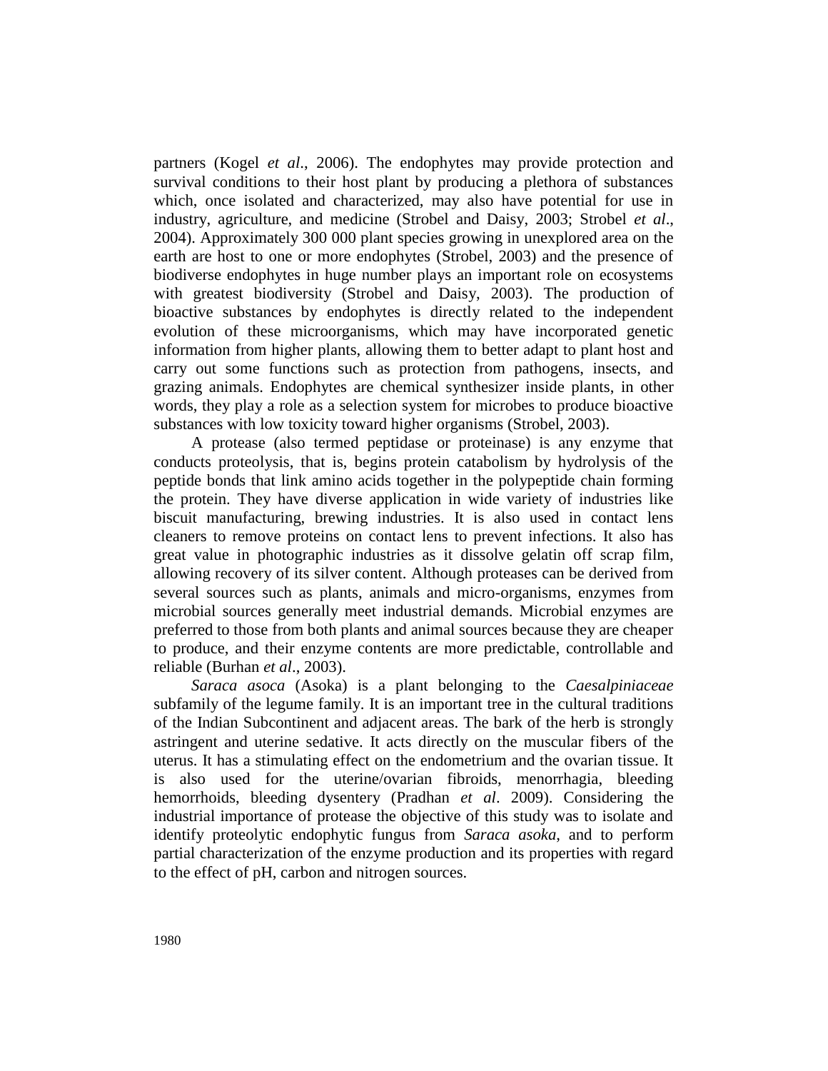partners (Kogel *et al*., 2006). The endophytes may provide protection and survival conditions to their host plant by producing a plethora of substances which, once isolated and characterized, may also have potential for use in industry, agriculture, and medicine (Strobel and Daisy, 2003; Strobel *et al*., 2004). Approximately 300 000 plant species growing in unexplored area on the earth are host to one or more endophytes (Strobel, 2003) and the presence of biodiverse endophytes in huge number plays an important role on ecosystems with greatest biodiversity (Strobel and Daisy, 2003). The production of bioactive substances by endophytes is directly related to the independent evolution of these microorganisms, which may have incorporated genetic information from higher plants, allowing them to better adapt to plant host and carry out some functions such as protection from pathogens, insects, and grazing animals. Endophytes are chemical synthesizer inside plants, in other words, they play a role as a selection system for microbes to produce bioactive substances with low toxicity toward higher organisms (Strobel, 2003).

A protease (also termed peptidase or proteinase) is any enzyme that conducts proteolysis, that is, begins protein catabolism by hydrolysis of the peptide bonds that link amino acids together in the polypeptide chain forming the protein. They have diverse application in wide variety of industries like biscuit manufacturing, brewing industries. It is also used in contact lens cleaners to remove proteins on contact lens to prevent infections. It also has great value in photographic industries as it dissolve gelatin off scrap film, allowing recovery of its silver content. Although proteases can be derived from several sources such as plants, animals and micro-organisms, enzymes from microbial sources generally meet industrial demands. Microbial enzymes are preferred to those from both plants and animal sources because they are cheaper to produce, and their enzyme contents are more predictable, controllable and reliable (Burhan *et al*., 2003).

*Saraca asoca* (Asoka) is a plant belonging to the *Caesalpiniaceae* subfamily of the legume family. It is an important tree in the cultural traditions of the Indian Subcontinent and adjacent areas. The bark of the herb is strongly astringent and uterine sedative. It acts directly on the muscular fibers of the uterus. It has a stimulating effect on the endometrium and the ovarian tissue. It is also used for the uterine/ovarian fibroids, menorrhagia, bleeding hemorrhoids, bleeding dysentery (Pradhan *et al*. 2009). Considering the industrial importance of protease the objective of this study was to isolate and identify proteolytic endophytic fungus from *Saraca asoka*, and to perform partial characterization of the enzyme production and its properties with regard to the effect of pH, carbon and nitrogen sources.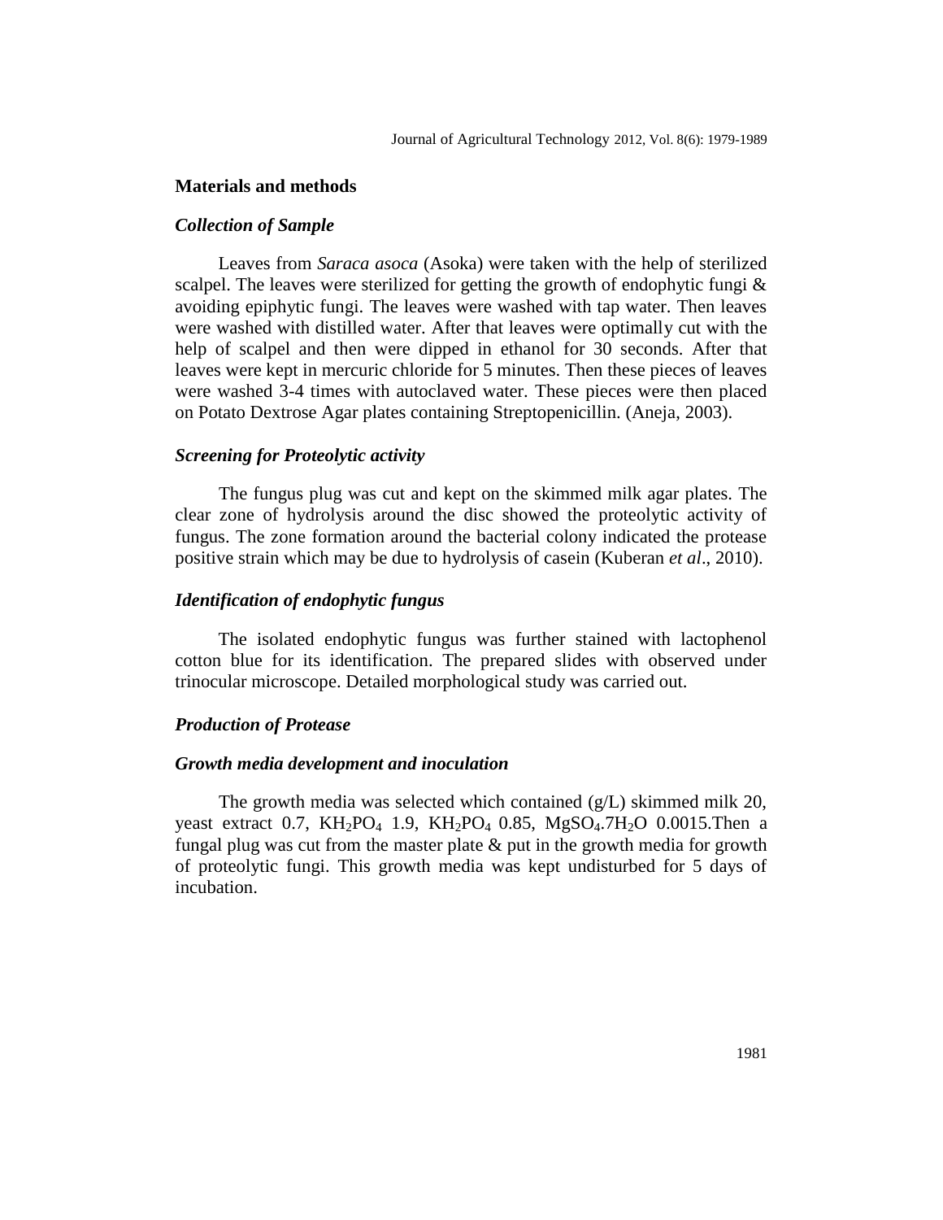## Materials and methods

### *Collection of Sample*

Leaves from *Saraca asoca* (Asoka) were taken with the help of sterilized scalpel. The leaves were sterilized for getting the growth of endophytic fungi & avoiding epiphytic fungi. The leaves were washed with tap water. Then leaves were washed with distilled water. After that leaves were optimally cut with the help of scalpel and then were dipped in ethanol for 30 seconds. After that leaves were kept in mercuric chloride for 5 minutes. Then these pieces of leaves were washed 3-4 times with autoclaved water. These pieces were then placed on Potato Dextrose Agar plates containing Streptopenicillin. (Aneja, 2003).

### *Screening for Proteolytic activity*

The fungus plug was cut and kept on the skimmed milk agar plates. The clear zone of hydrolysis around the disc showed the proteolytic activity of fungus. The zone formation around the bacterial colony indicated the protease positive strain which may be due to hydrolysis of casein (Kuberan *et al*., 2010).

### *Identification of endophytic fungus*

The isolated endophytic fungus was further stained with lactophenol cotton blue for its identification. The prepared slides with observed under trinocular microscope. Detailed morphological study was carried out.

### *Production of Protease*

### *Growth media development and inoculation*

The growth media was selected which contained (g/L) skimmed milk 20, yeast extract 0.7, $KH_2PO_4$ 1.9, $KH_2PO_4$ 0.85, $MgSO_4.7H_2O$ 0.0015.Then a fungal plug was cut from the master plate & put in the growth media for growth of proteolytic fungi. This growth media was kept undisturbed for 5 days of incubation.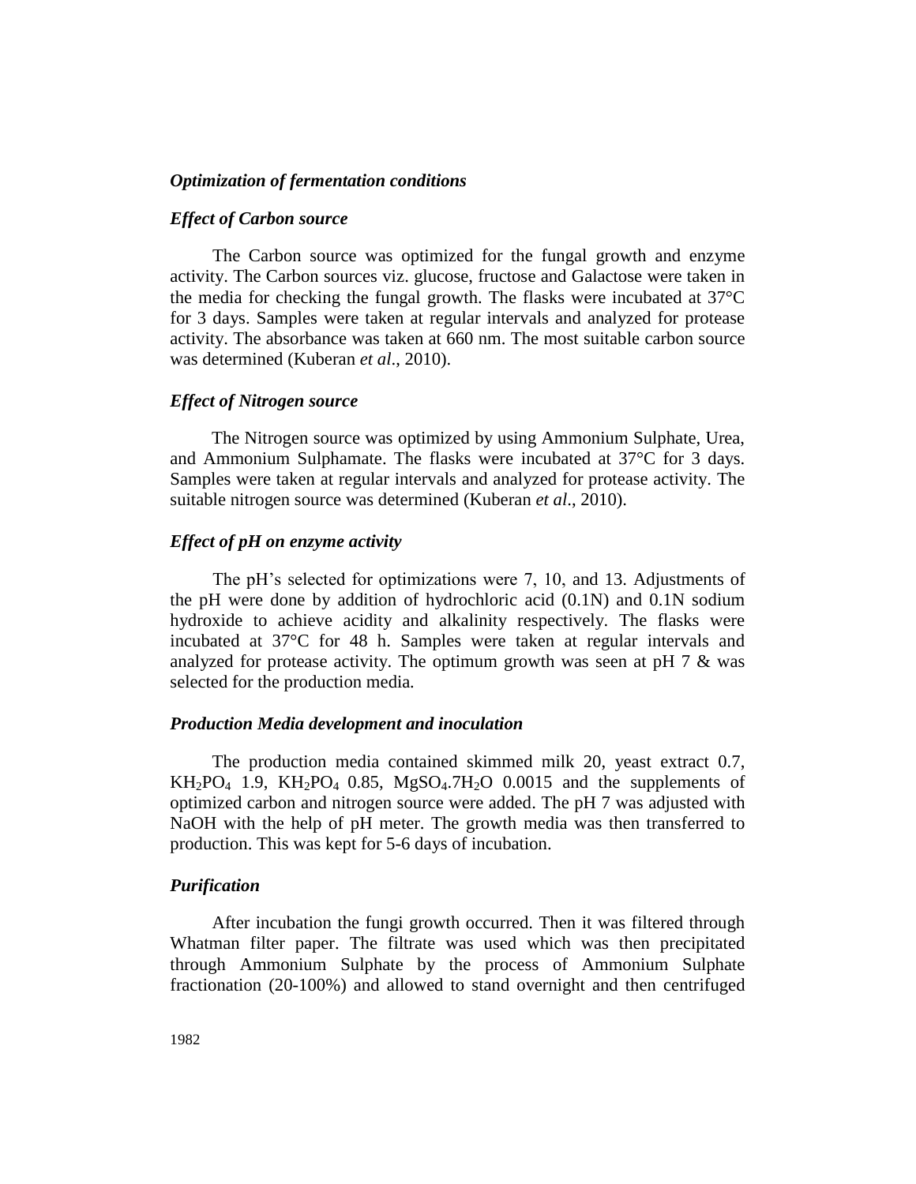### *Optimization of fermentation conditions*

### *Effect of Carbon source*

The Carbon source was optimized for the fungal growth and enzyme activity. The Carbon sources viz. glucose, fructose and Galactose were taken in the media for checking the fungal growth. The flasks were incubated at 37°C for 3 days. Samples were taken at regular intervals and analyzed for protease activity. The absorbance was taken at 660 nm. The most suitable carbon source was determined (Kuberan *et al*., 2010).

### *Effect of Nitrogen source*

The Nitrogen source was optimized by using Ammonium Sulphate, Urea, and Ammonium Sulphamate. The flasks were incubated at 37°C for 3 days. Samples were taken at regular intervals and analyzed for protease activity. The suitable nitrogen source was determined (Kuberan *et al*., 2010).

### *Effect of pH on enzyme activity*

The pH's selected for optimizations were 7, 10, and 13. Adjustments of the pH were done by addition of hydrochloric acid (0.1N) and 0.1N sodium hydroxide to achieve acidity and alkalinity respectively. The flasks were incubated at 37°C for 48 h. Samples were taken at regular intervals and analyzed for protease activity. The optimum growth was seen at pH 7 & was selected for the production media.

### *Production Media development and inoculation*

The production media contained skimmed milk 20, yeast extract 0.7, $KH_2PO_4$ 1.9, $KH_2PO_4$ 0.85, $MgSO_4.7H_2O$ 0.0015 and the supplements of optimized carbon and nitrogen source were added. The pH 7 was adjusted with NaOH with the help of pH meter. The growth media was then transferred to production. This was kept for 5-6 days of incubation.

### *Purification*

After incubation the fungi growth occurred. Then it was filtered through Whatman filter paper. The filtrate was used which was then precipitated through Ammonium Sulphate by the process of Ammonium Sulphate fractionation (20-100%) and allowed to stand overnight and then centrifuged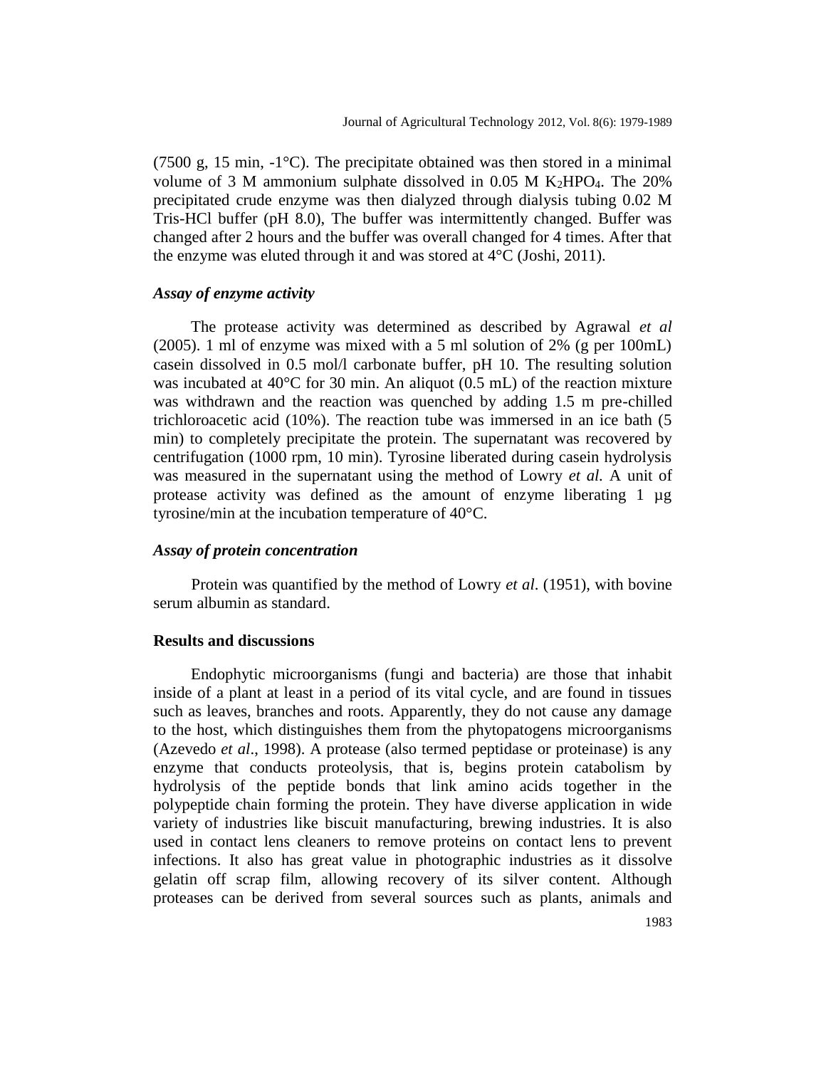(7500 g, 15 min, -1°C). The precipitate obtained was then stored in a minimal volume of 3 M ammonium sulphate dissolved in 0.05 M $K_2HPO_4$. The 20% precipitated crude enzyme was then dialyzed through dialysis tubing 0.02 M Tris-HCl buffer (pH 8.0), The buffer was intermittently changed. Buffer was changed after 2 hours and the buffer was overall changed for 4 times. After that the enzyme was eluted through it and was stored at 4°C (Joshi, 2011).

### *Assay of enzyme activity*

The protease activity was determined as described by Agrawal *et al* (2005). 1 ml of enzyme was mixed with a 5 ml solution of 2% (g per 100mL) casein dissolved in 0.5 mol/l carbonate buffer, pH 10. The resulting solution was incubated at 40°C for 30 min. An aliquot (0.5 mL) of the reaction mixture was withdrawn and the reaction was quenched by adding 1.5 m pre-chilled trichloroacetic acid (10%). The reaction tube was immersed in an ice bath (5 min) to completely precipitate the protein. The supernatant was recovered by centrifugation (1000 rpm, 10 min). Tyrosine liberated during casein hydrolysis was measured in the supernatant using the method of Lowry *et al.* A unit of protease activity was defined as the amount of enzyme liberating 1 µg tyrosine/min at the incubation temperature of 40°C.

### *Assay of protein concentration*

Protein was quantified by the method of Lowry *et al*. (1951), with bovine serum albumin as standard.

## Results and discussions

Endophytic microorganisms (fungi and bacteria) are those that inhabit inside of a plant at least in a period of its vital cycle, and are found in tissues such as leaves, branches and roots. Apparently, they do not cause any damage to the host, which distinguishes them from the phytopatogens microorganisms (Azevedo *et al*., 1998). A protease (also termed peptidase or proteinase) is any enzyme that conducts proteolysis, that is, begins protein catabolism by hydrolysis of the peptide bonds that link amino acids together in the polypeptide chain forming the protein. They have diverse application in wide variety of industries like biscuit manufacturing, brewing industries. It is also used in contact lens cleaners to remove proteins on contact lens to prevent infections. It also has great value in photographic industries as it dissolve gelatin off scrap film, allowing recovery of its silver content. Although proteases can be derived from several sources such as plants, animals and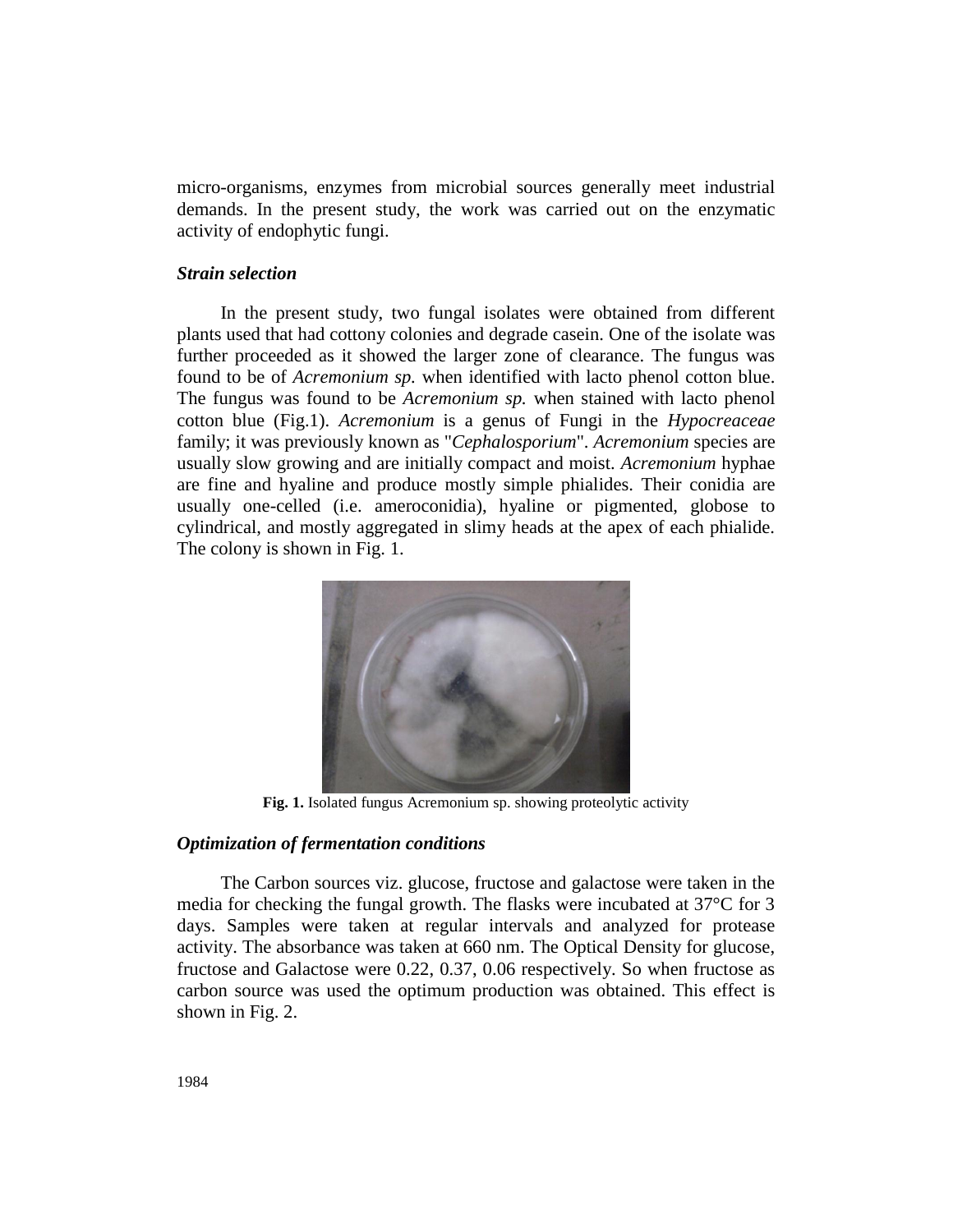micro-organisms, enzymes from microbial sources generally meet industrial demands. In the present study, the work was carried out on the enzymatic activity of endophytic fungi.

### *Strain selection*

In the present study, two fungal isolates were obtained from different plants used that had cottony colonies and degrade casein. One of the isolate was further proceeded as it showed the larger zone of clearance. The fungus was found to be of *Acremonium sp.* when identified with lacto phenol cotton blue. The fungus was found to be *Acremonium sp.* when stained with lacto phenol cotton blue (Fig.1). *Acremonium* is a genus of Fungi in the *Hypocreaceae* family; it was previously known as "*Cephalosporium*". *Acremonium* species are usually slow growing and are initially compact and moist. *Acremonium* hyphae are fine and hyaline and produce mostly simple phialides. Their conidia are usually one-celled (i.e. ameroconidia), hyaline or pigmented, globose to cylindrical, and mostly aggregated in slimy heads at the apex of each phialide. The colony is shown in Fig. 1.

**Fig. 1.** Isolated fungus Acremonium sp. showing proteolytic activity

### *Optimization of fermentation conditions*

The Carbon sources viz. glucose, fructose and galactose were taken in the media for checking the fungal growth. The flasks were incubated at 37°C for 3 days. Samples were taken at regular intervals and analyzed for protease activity. The absorbance was taken at 660 nm. The Optical Density for glucose, fructose and Galactose were 0.22, 0.37, 0.06 respectively. So when fructose as carbon source was used the optimum production was obtained. This effect is shown in Fig. 2.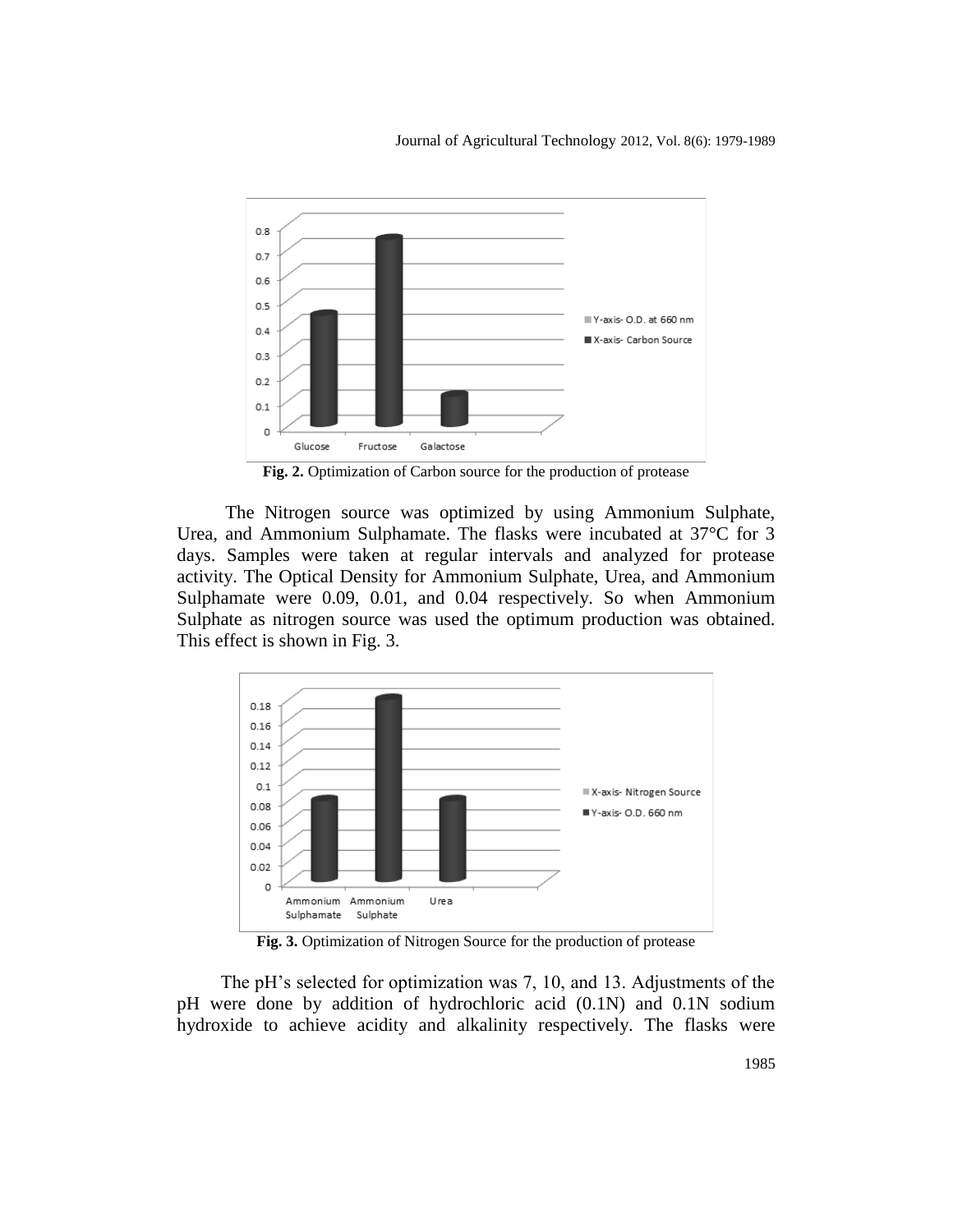**Fig. 2.** Optimization of Carbon source for the production of protease

The Nitrogen source was optimized by using Ammonium Sulphate, Urea, and Ammonium Sulphamate. The flasks were incubated at 37°C for 3 days. Samples were taken at regular intervals and analyzed for protease activity. The Optical Density for Ammonium Sulphate, Urea, and Ammonium Sulphamate were 0.09, 0.01, and 0.04 respectively. So when Ammonium Sulphate as nitrogen source was used the optimum production was obtained. This effect is shown in Fig. 3.

**Fig. 3.** Optimization of Nitrogen Source for the production of protease

The pH's selected for optimization was 7, 10, and 13. Adjustments of the pH were done by addition of hydrochloric acid (0.1N) and 0.1N sodium hydroxide to achieve acidity and alkalinity respectively. The flasks were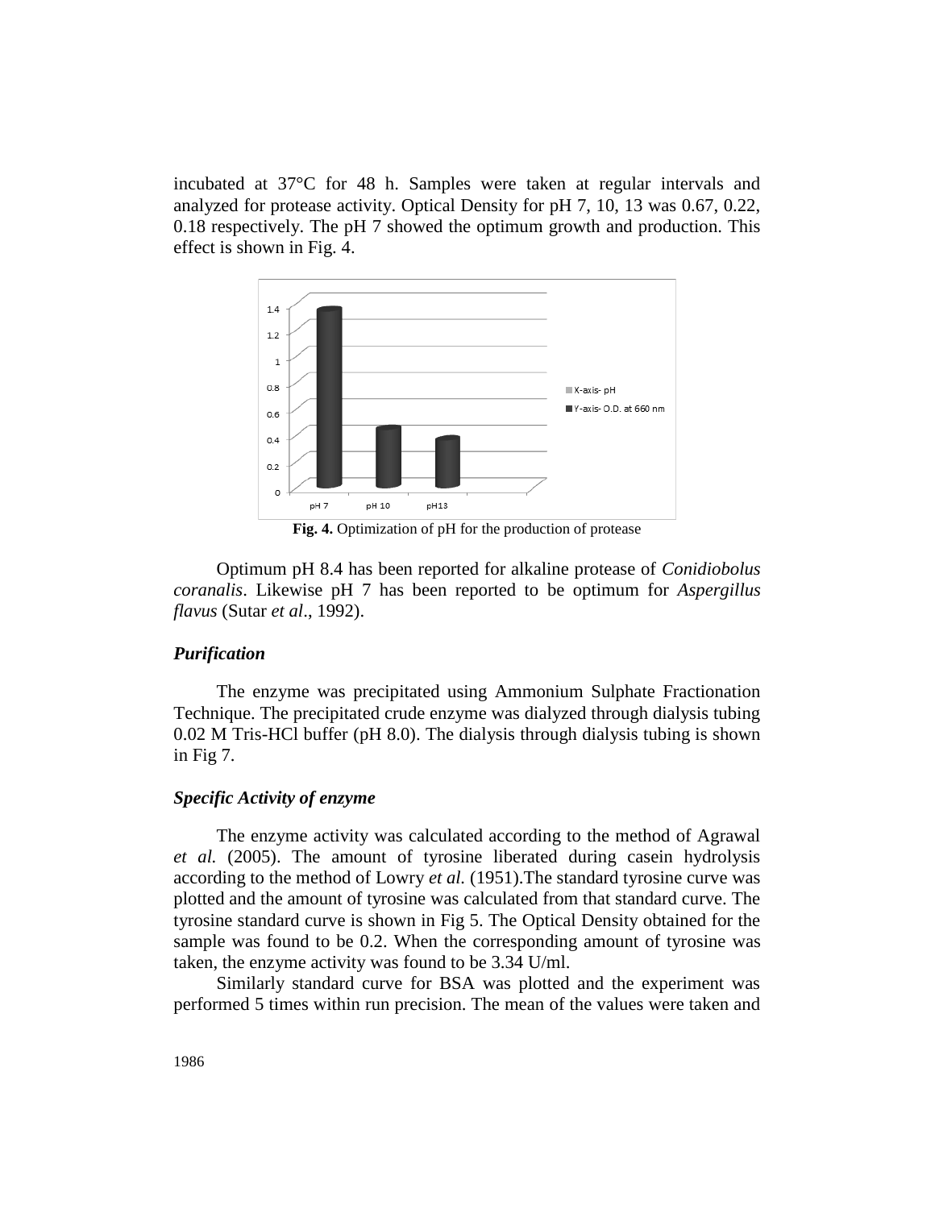incubated at 37°C for 48 h. Samples were taken at regular intervals and analyzed for protease activity. Optical Density for pH 7, 10, 13 was 0.67, 0.22, 0.18 respectively. The pH 7 showed the optimum growth and production. This effect is shown in Fig. 4.

**Fig. 4.** Optimization of pH for the production of protease

Optimum pH 8.4 has been reported for alkaline protease of *Conidiobolus coranalis*. Likewise pH 7 has been reported to be optimum for *Aspergillus flavus* (Sutar *et al*., 1992).

### *Purification*

The enzyme was precipitated using Ammonium Sulphate Fractionation Technique. The precipitated crude enzyme was dialyzed through dialysis tubing 0.02 M Tris-HCl buffer (pH 8.0). The dialysis through dialysis tubing is shown in Fig 7.

### *Specific Activity of enzyme*

The enzyme activity was calculated according to the method of Agrawal *et al.* (2005). The amount of tyrosine liberated during casein hydrolysis according to the method of Lowry *et al.* (1951).The standard tyrosine curve was plotted and the amount of tyrosine was calculated from that standard curve. The tyrosine standard curve is shown in Fig 5. The Optical Density obtained for the sample was found to be 0.2. When the corresponding amount of tyrosine was taken, the enzyme activity was found to be 3.34 U/ml.

Similarly standard curve for BSA was plotted and the experiment was performed 5 times within run precision. The mean of the values were taken and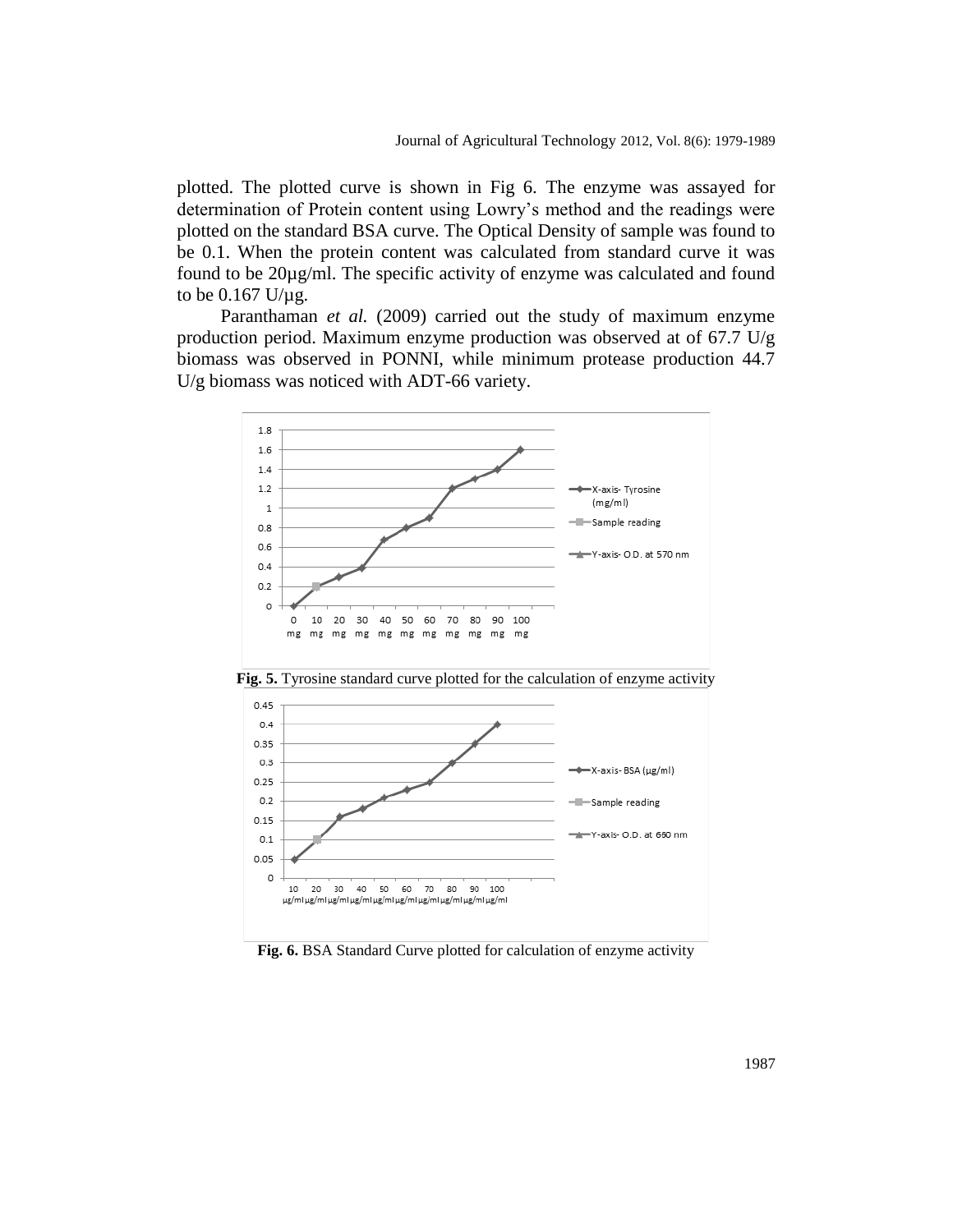plotted. The plotted curve is shown in Fig 6. The enzyme was assayed for determination of Protein content using Lowry's method and the readings were plotted on the standard BSA curve. The Optical Density of sample was found to be 0.1. When the protein content was calculated from standard curve it was found to be 20µg/ml. The specific activity of enzyme was calculated and found to be 0.167 U/µg.

Paranthaman *et al.* (2009) carried out the study of maximum enzyme production period. Maximum enzyme production was observed at of 67.7 U/g biomass was observed in PONNI, while minimum protease production 44.7 U/g biomass was noticed with ADT-66 variety.

**Fig. 5.** Tyrosine standard curve plotted for the calculation of enzyme activity

**Fig. 6.** BSA Standard Curve plotted for calculation of enzyme activity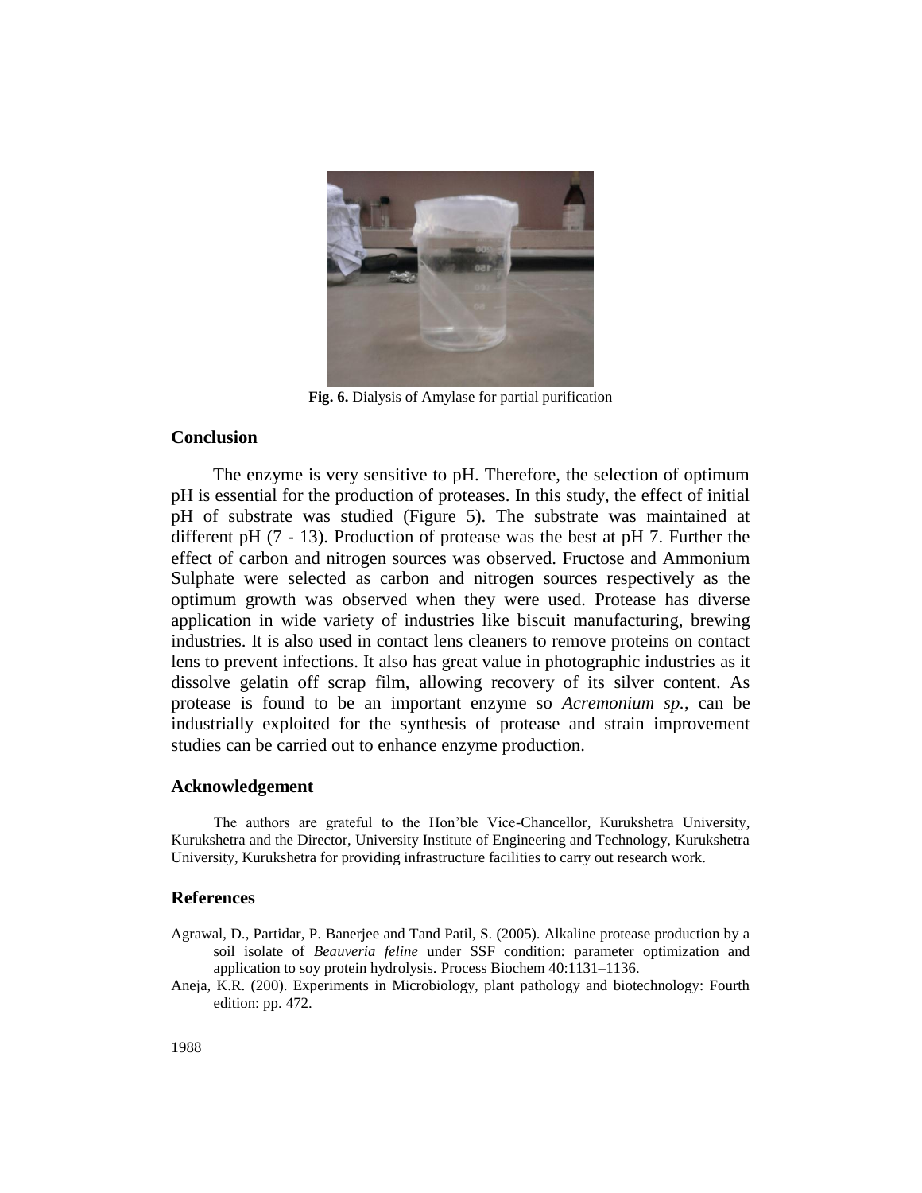**Fig. 6.** Dialysis of Amylase for partial purification

## Conclusion

The enzyme is very sensitive to pH. Therefore, the selection of optimum pH is essential for the production of proteases. In this study, the effect of initial pH of substrate was studied (Figure 5). The substrate was maintained at different pH (7 - 13). Production of protease was the best at pH 7. Further the effect of carbon and nitrogen sources was observed. Fructose and Ammonium Sulphate were selected as carbon and nitrogen sources respectively as the optimum growth was observed when they were used. Protease has diverse application in wide variety of industries like biscuit manufacturing, brewing industries. It is also used in contact lens cleaners to remove proteins on contact lens to prevent infections. It also has great value in photographic industries as it dissolve gelatin off scrap film, allowing recovery of its silver content. As protease is found to be an important enzyme so *Acremonium sp.*, can be industrially exploited for the synthesis of protease and strain improvement studies can be carried out to enhance enzyme production.

## Acknowledgement

The authors are grateful to the Hon'ble Vice-Chancellor, Kurukshetra University, Kurukshetra and the Director, University Institute of Engineering and Technology, Kurukshetra University, Kurukshetra for providing infrastructure facilities to carry out research work.

## References

Agrawal, D., Partidar, P. Banerjee and Tand Patil, S. (2005). Alkaline protease production by a soil isolate of *Beauveria feline* under SSF condition: parameter optimization and application to soy protein hydrolysis. Process Biochem 40:1131–1136.

Aneja, K.R. (200). Experiments in Microbiology, plant pathology and biotechnology: Fourth edition: pp. 472.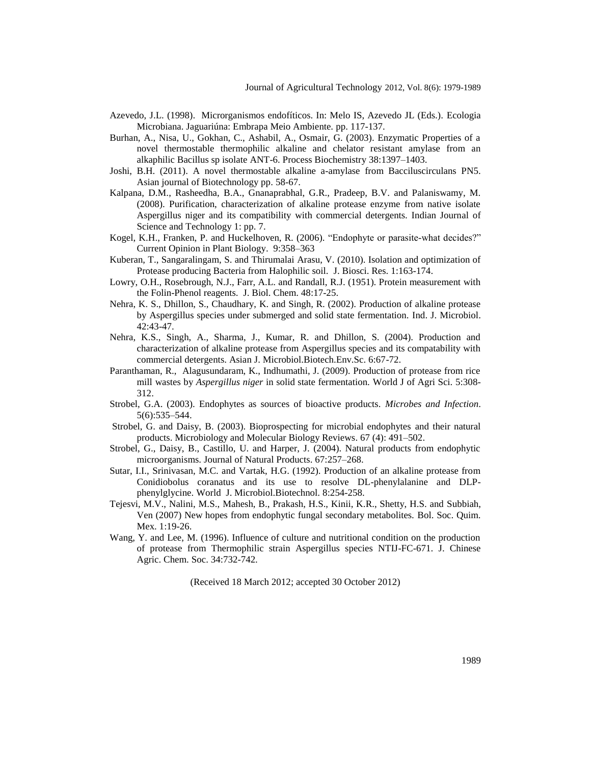Azevedo, J.L. (1998). Microrganismos endofíticos. In: Melo IS, Azevedo JL (Eds.). Ecologia Microbiana. Jaguariúna: Embrapa Meio Ambiente. pp. 117-137.

Burhan, A., Nisa, U., Gokhan, C., Ashabil, A., Osmair, G. (2003). Enzymatic Properties of a novel thermostable thermophilic alkaline and chelator resistant amylase from an alkaphilic Bacillus sp isolate ANT-6. Process Biochemistry 38:1397–1403.

Joshi, B.H. (2011). A novel thermostable alkaline a-amylase from Bacciluscirculans PN5. Asian journal of Biotechnology pp. 58-67.

Kalpana, D.M., Rasheedha, B.A., Gnanaprabhal, G.R., Pradeep, B.V. and Palaniswamy, M. (2008). Purification, characterization of alkaline protease enzyme from native isolate Aspergillus niger and its compatibility with commercial detergents. Indian Journal of Science and Technology 1: pp. 7.

Kogel, K.H., Franken, P. and Huckelhoven, R. (2006). "Endophyte or parasite-what decides?" Current Opinion in Plant Biology. 9:358–363

Kuberan, T., Sangaralingam, S. and Thirumalai Arasu, V. (2010). Isolation and optimization of Protease producing Bacteria from Halophilic soil. J. Biosci. Res. 1:163-174.

Lowry, O.H., Rosebrough, N.J., Farr, A.L. and Randall, R.J. (1951). Protein measurement with the Folin-Phenol reagents. J. Biol. Chem. 48:17-25.

Nehra, K. S., Dhillon, S., Chaudhary, K. and Singh, R. (2002). Production of alkaline protease by Aspergillus species under submerged and solid state fermentation. Ind. J. Microbiol. 42:43-47.

Nehra, K.S., Singh, A., Sharma, J., Kumar, R. and Dhillon, S. (2004). Production and characterization of alkaline protease from Aspergillus species and its compatability with commercial detergents. Asian J. Microbiol.Biotech.Env.Sc. 6:67-72.

Paranthaman, R., Alagusundaram, K., Indhumathi, J. (2009). Production of protease from rice mill wastes by *Aspergillus niger* in solid state fermentation. World J of Agri Sci. 5:308-312.

Strobel, G.A. (2003). Endophytes as sources of bioactive products. *Microbes and Infection*. 5(6):535–544.

Strobel, G. and Daisy, B. (2003). Bioprospecting for microbial endophytes and their natural products. Microbiology and Molecular Biology Reviews. 67 (4): 491–502.

Strobel, G., Daisy, B., Castillo, U. and Harper, J. (2004). Natural products from endophytic microorganisms. Journal of Natural Products. 67:257–268.

Sutar, I.I., Srinivasan, M.C. and Vartak, H.G. (1992). Production of an alkaline protease from Conidiobolus coranatus and its use to resolve DL-phenylalanine and DLP-phenylglycine. World J. Microbiol.Biotechnol. 8:254-258.

Tejesvi, M.V., Nalini, M.S., Mahesh, B., Prakash, H.S., Kinii, K.R., Shetty, H.S. and Subbiah, Ven (2007) New hopes from endophytic fungal secondary metabolites. Bol. Soc. Quim. Mex. 1:19-26.

Wang, Y. and Lee, M. (1996). Influence of culture and nutritional condition on the production of protease from Thermophilic strain Aspergillus species NTIJ-FC-671. J. Chinese Agric. Chem. Soc. 34:732-742.

(Received 18 March 2012; accepted 30 October 2012)